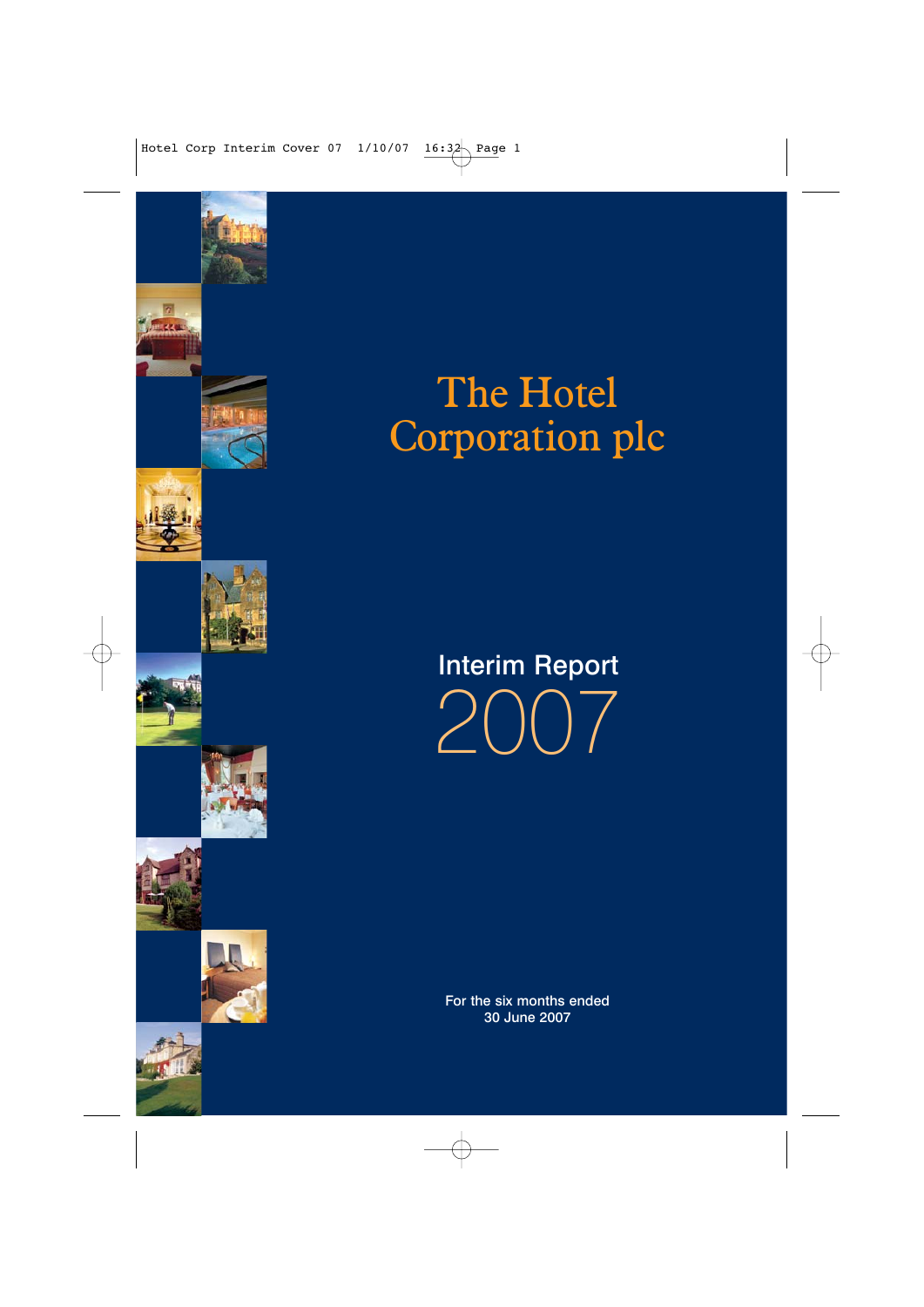# The Hotel Corporation plc

## Interim Report 2007

For the six months ended
30 June 2007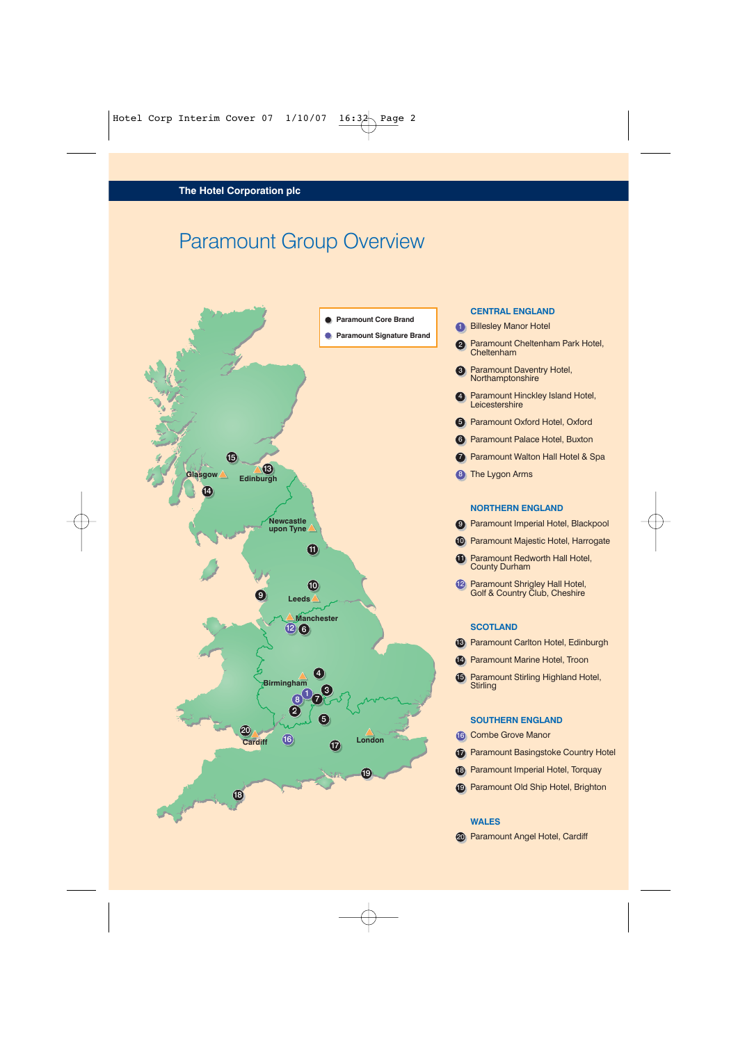The Hotel Corporation plc

# Paramount Group Overview

- ● Paramount Core Brand
- ● Paramount Signature Brand

## CENTRAL ENGLAND

1. Billesley Manor Hotel
2. Paramount Cheltenham Park Hotel, Cheltenham
3. Paramount Daventry Hotel, Northamptonshire
4. Paramount Hinckley Island Hotel, Leicestershire
5. Paramount Oxford Hotel, Oxford
6. Paramount Palace Hotel, Buxton
7. Paramount Walton Hall Hotel & Spa
8. The Lygon Arms

## NORTHERN ENGLAND

9. Paramount Imperial Hotel, Blackpool
10. Paramount Majestic Hotel, Harrogate
11. Paramount Redworth Hall Hotel, County Durham
12. Paramount Shrigley Hall Hotel, Golf & Country Club, Cheshire

## SCOTLAND

13. Paramount Carlton Hotel, Edinburgh
14. Paramount Marine Hotel, Troon
15. Paramount Stirling Highland Hotel, Stirling

## SOUTHERN ENGLAND

16. Combe Grove Manor
17. Paramount Basingstoke Country Hotel
18. Paramount Imperial Hotel, Torquay
19. Paramount Old Ship Hotel, Brighton

## WALES

20. Paramount Angel Hotel, Cardiff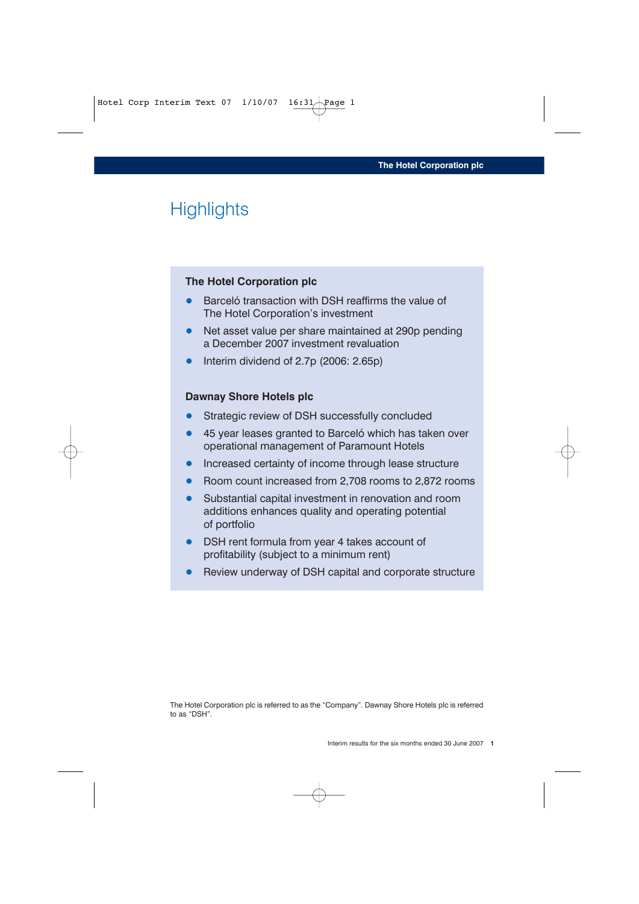# Highlights

## The Hotel Corporation plc

- Barceló transaction with DSH reaffirms the value of The Hotel Corporation's investment
- Net asset value per share maintained at 290p pending a December 2007 investment revaluation
- Interim dividend of 2.7p (2006: 2.65p)

## Dawnay Shore Hotels plc

- Strategic review of DSH successfully concluded
- 45 year leases granted to Barceló which has taken over operational management of Paramount Hotels
- Increased certainty of income through lease structure
- Room count increased from 2,708 rooms to 2,872 rooms
- Substantial capital investment in renovation and room additions enhances quality and operating potential of portfolio
- DSH rent formula from year 4 takes account of profitability (subject to a minimum rent)
- Review underway of DSH capital and corporate structure

The Hotel Corporation plc is referred to as the "Company". Dawnay Shore Hotels plc is referred to as "DSH".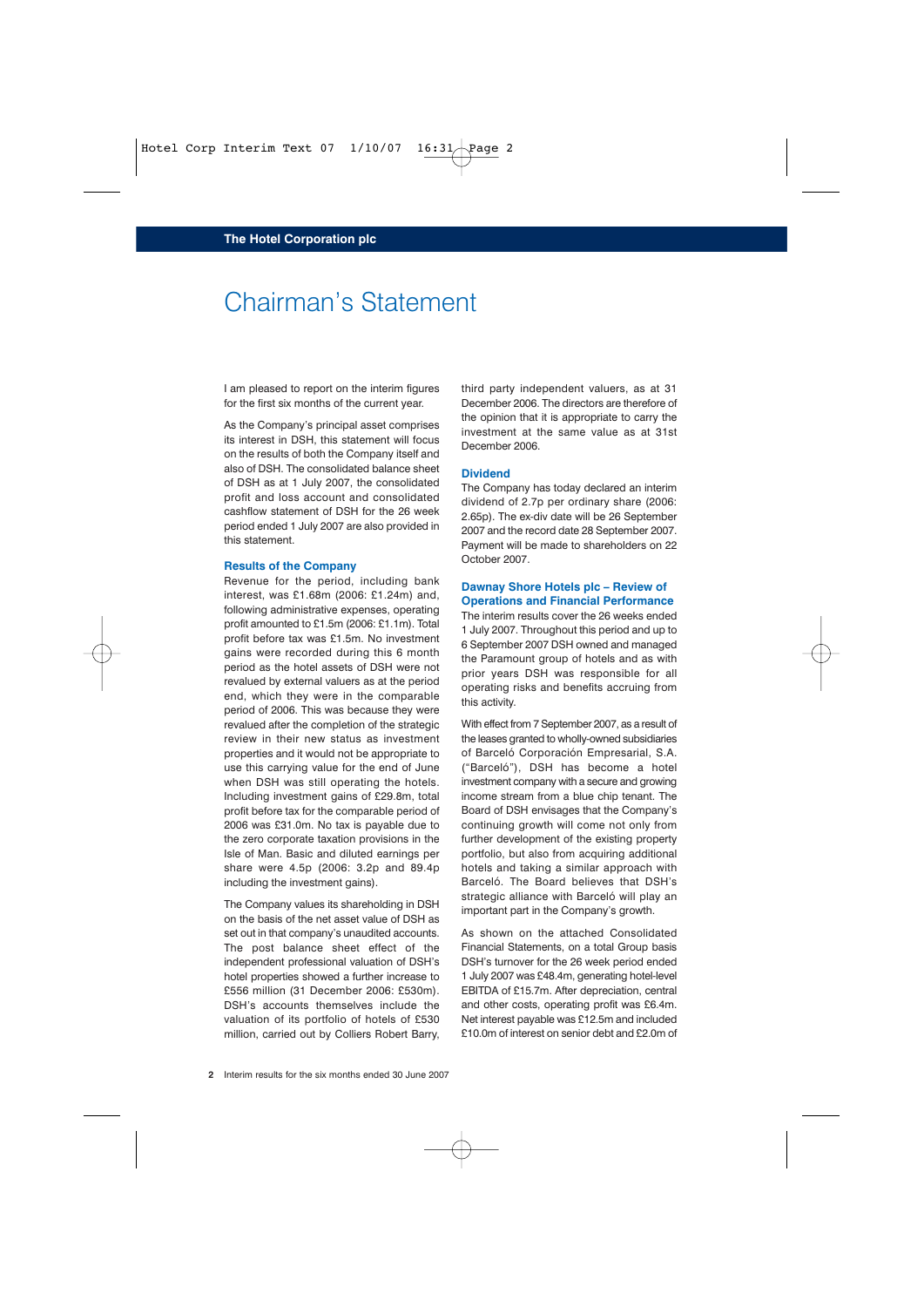# Chairman's Statement

I am pleased to report on the interim figures for the first six months of the current year.

As the Company's principal asset comprises its interest in DSH, this statement will focus on the results of both the Company itself and also of DSH. The consolidated balance sheet of DSH as at 1 July 2007, the consolidated profit and loss account and consolidated cashflow statement of DSH for the 26 week period ended 1 July 2007 are also provided in this statement.

### Results of the Company

Revenue for the period, including bank interest, was £1.68m (2006: £1.24m) and, following administrative expenses, operating profit amounted to £1.5m (2006: £1.1m). Total profit before tax was £1.5m. No investment gains were recorded during this 6 month period as the hotel assets of DSH were not revalued by external valuers as at the period end, which they were in the comparable period of 2006. This was because they were revalued after the completion of the strategic review in their new status as investment properties and it would not be appropriate to use this carrying value for the end of June when DSH was still operating the hotels. Including investment gains of £29.8m, total profit before tax for the comparable period of 2006 was £31.0m. No tax is payable due to the zero corporate taxation provisions in the Isle of Man. Basic and diluted earnings per share were 4.5p (2006: 3.2p and 89.4p including the investment gains).

The Company values its shareholding in DSH on the basis of the net asset value of DSH as set out in that company's unaudited accounts. The post balance sheet effect of the independent professional valuation of DSH's hotel properties showed a further increase to £556 million (31 December 2006: £530m). DSH's accounts themselves include the valuation of its portfolio of hotels of £530 million, carried out by Colliers Robert Barry, third party independent valuers, as at 31 December 2006. The directors are therefore of the opinion that it is appropriate to carry the investment at the same value as at 31st December 2006.

### Dividend

The Company has today declared an interim dividend of 2.7p per ordinary share (2006: 2.65p). The ex-div date will be 26 September 2007 and the record date 28 September 2007. Payment will be made to shareholders on 22 October 2007.

### Dawnay Shore Hotels plc – Review of Operations and Financial Performance

The interim results cover the 26 weeks ended 1 July 2007. Throughout this period and up to 6 September 2007 DSH owned and managed the Paramount group of hotels and as with prior years DSH was responsible for all operating risks and benefits accruing from this activity.

With effect from 7 September 2007, as a result of the leases granted to wholly-owned subsidiaries of Barceló Corporación Empresarial, S.A. ("Barceló"), DSH has become a hotel investment company with a secure and growing income stream from a blue chip tenant. The Board of DSH envisages that the Company's continuing growth will come not only from further development of the existing property portfolio, but also from acquiring additional hotels and taking a similar approach with Barceló. The Board believes that DSH's strategic alliance with Barceló will play an important part in the Company's growth.

As shown on the attached Consolidated Financial Statements, on a total Group basis DSH's turnover for the 26 week period ended 1 July 2007 was £48.4m, generating hotel-level EBITDA of £15.7m. After depreciation, central and other costs, operating profit was £6.4m. Net interest payable was £12.5m and included £10.0m of interest on senior debt and £2.0m of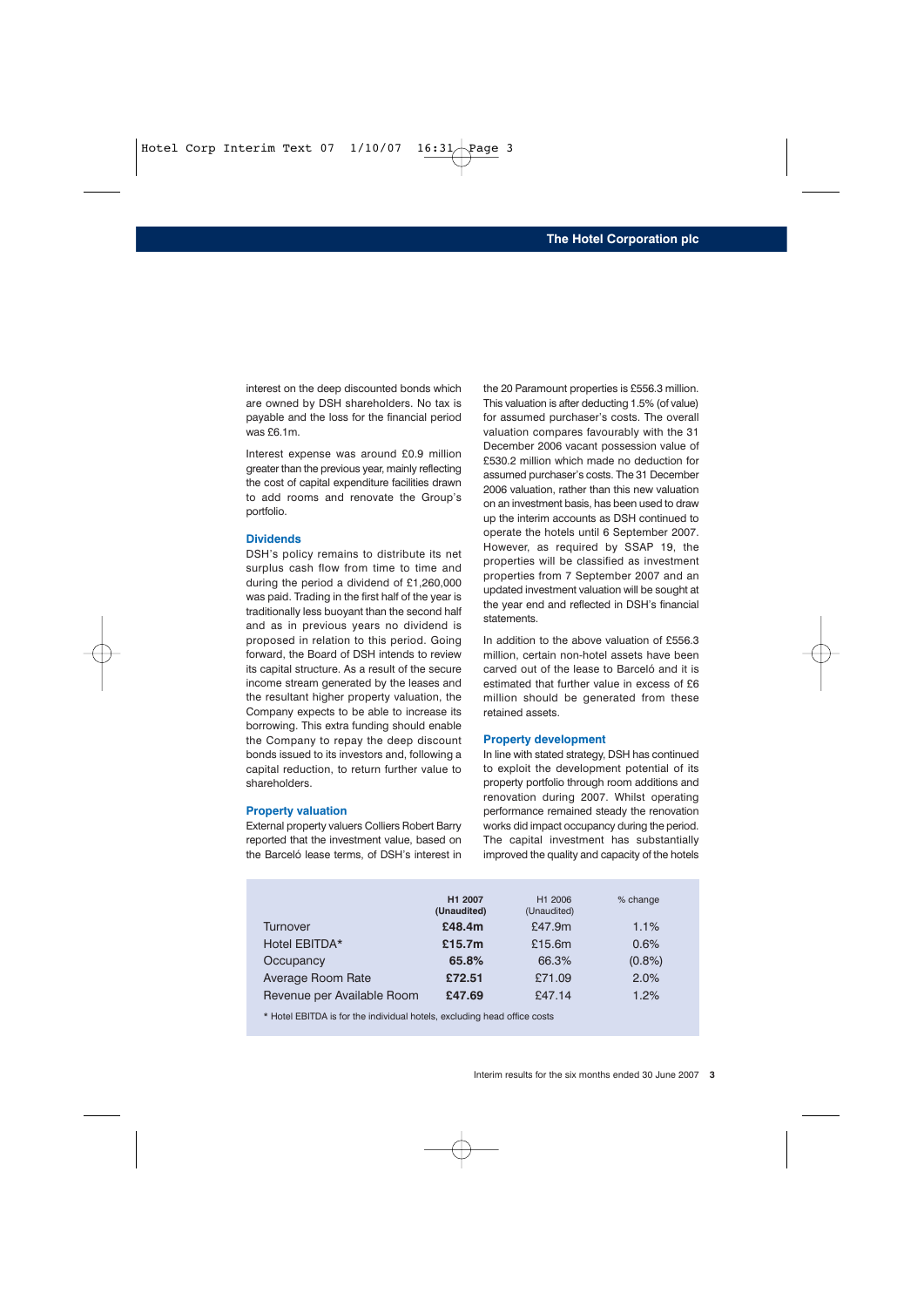interest on the deep discounted bonds which are owned by DSH shareholders. No tax is payable and the loss for the financial period was £6.1m.

Interest expense was around £0.9 million greater than the previous year, mainly reflecting the cost of capital expenditure facilities drawn to add rooms and renovate the Group's portfolio.

### Dividends

DSH's policy remains to distribute its net surplus cash flow from time to time and during the period a dividend of £1,260,000 was paid. Trading in the first half of the year is traditionally less buoyant than the second half and as in previous years no dividend is proposed in relation to this period. Going forward, the Board of DSH intends to review its capital structure. As a result of the secure income stream generated by the leases and the resultant higher property valuation, the Company expects to be able to increase its borrowing. This extra funding should enable the Company to repay the deep discount bonds issued to its investors and, following a capital reduction, to return further value to shareholders.

### Property valuation

External property valuers Colliers Robert Barry reported that the investment value, based on the Barceló lease terms, of DSH's interest in the 20 Paramount properties is £556.3 million. This valuation is after deducting 1.5% (of value) for assumed purchaser's costs. The overall valuation compares favourably with the 31 December 2006 vacant possession value of £530.2 million which made no deduction for assumed purchaser's costs. The 31 December 2006 valuation, rather than this new valuation on an investment basis, has been used to draw up the interim accounts as DSH continued to operate the hotels until 6 September 2007. However, as required by SSAP 19, the properties will be classified as investment properties from 7 September 2007 and an updated investment valuation will be sought at the year end and reflected in DSH's financial statements.

In addition to the above valuation of £556.3 million, certain non-hotel assets have been carved out of the lease to Barceló and it is estimated that further value in excess of £6 million should be generated from these retained assets.

### Property development

In line with stated strategy, DSH has continued to exploit the development potential of its property portfolio through room additions and renovation during 2007. Whilst operating performance remained steady the renovation works did impact occupancy during the period. The capital investment has substantially improved the quality and capacity of the hotels

| | **H1 2007 (Unaudited)** | H1 2006 (Unaudited) | % change |
|---|---|---|---|
| Turnover | **£48.4m** | £47.9m | 1.1% |
| Hotel EBITDA* | **£15.7m** | £15.6m | 0.6% |
| Occupancy | **65.8%** | 66.3% | (0.8%) |
| Average Room Rate | **£72.51** | £71.09 | 2.0% |
| Revenue per Available Room | **£47.69** | £47.14 | 1.2% |

* Hotel EBITDA is for the individual hotels, excluding head office costs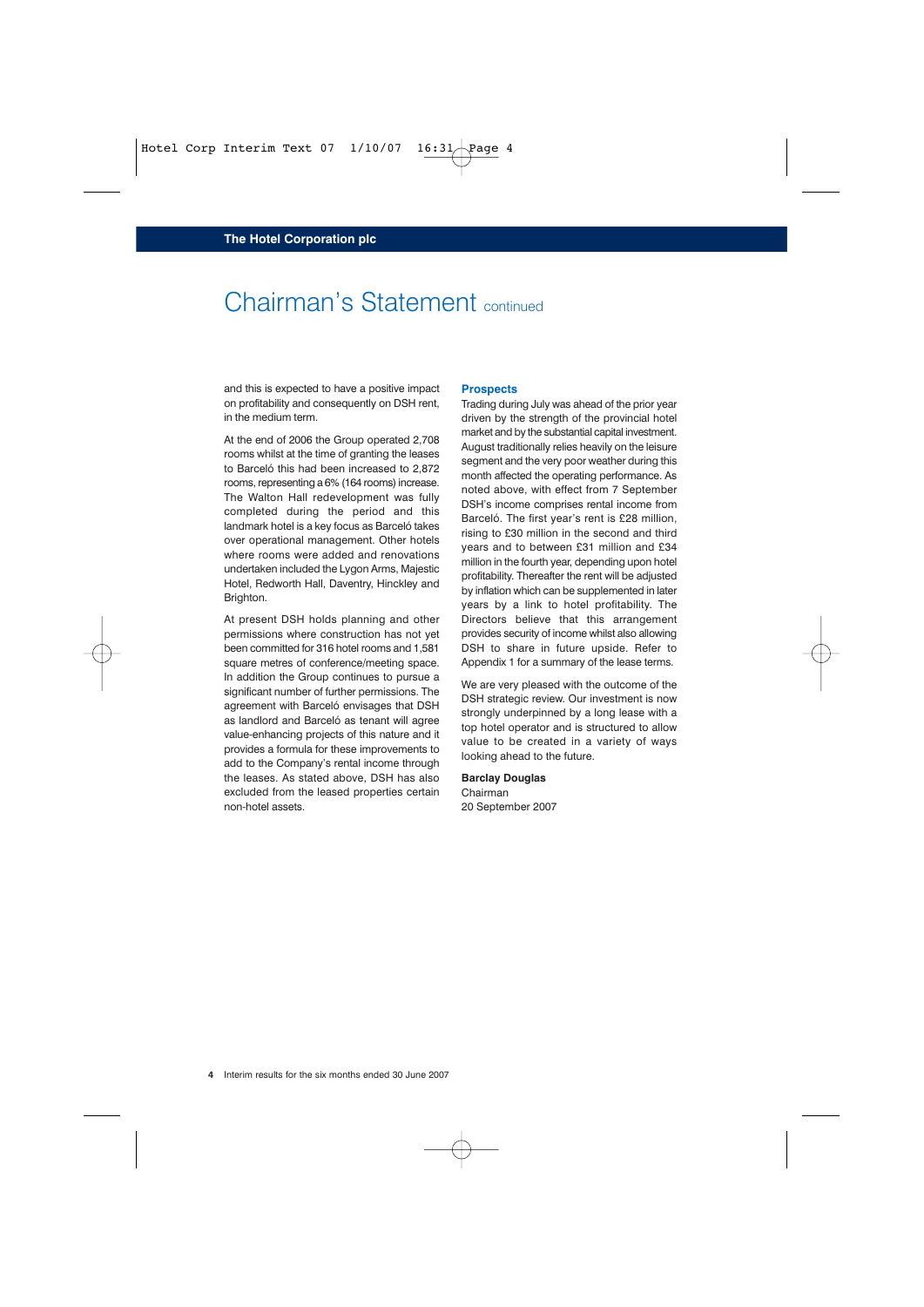# Chairman's Statement continued

and this is expected to have a positive impact on profitability and consequently on DSH rent, in the medium term.

At the end of 2006 the Group operated 2,708 rooms whilst at the time of granting the leases to Barceló this had been increased to 2,872 rooms, representing a 6% (164 rooms) increase. The Walton Hall redevelopment was fully completed during the period and this landmark hotel is a key focus as Barceló takes over operational management. Other hotels where rooms were added and renovations undertaken included the Lygon Arms, Majestic Hotel, Redworth Hall, Daventry, Hinckley and Brighton.

At present DSH holds planning and other permissions where construction has not yet been committed for 316 hotel rooms and 1,581 square metres of conference/meeting space. In addition the Group continues to pursue a significant number of further permissions. The agreement with Barceló envisages that DSH as landlord and Barceló as tenant will agree value-enhancing projects of this nature and it provides a formula for these improvements to add to the Company's rental income through the leases. As stated above, DSH has also excluded from the leased properties certain non-hotel assets.

### Prospects

Trading during July was ahead of the prior year driven by the strength of the provincial hotel market and by the substantial capital investment. August traditionally relies heavily on the leisure segment and the very poor weather during this month affected the operating performance. As noted above, with effect from 7 September DSH's income comprises rental income from Barceló. The first year's rent is £28 million, rising to £30 million in the second and third years and to between £31 million and £34 million in the fourth year, depending upon hotel profitability. Thereafter the rent will be adjusted by inflation which can be supplemented in later years by a link to hotel profitability. The Directors believe that this arrangement provides security of income whilst also allowing DSH to share in future upside. Refer to Appendix 1 for a summary of the lease terms.

We are very pleased with the outcome of the DSH strategic review. Our investment is now strongly underpinned by a long lease with a top hotel operator and is structured to allow value to be created in a variety of ways looking ahead to the future.

**Barclay Douglas**
Chairman
20 September 2007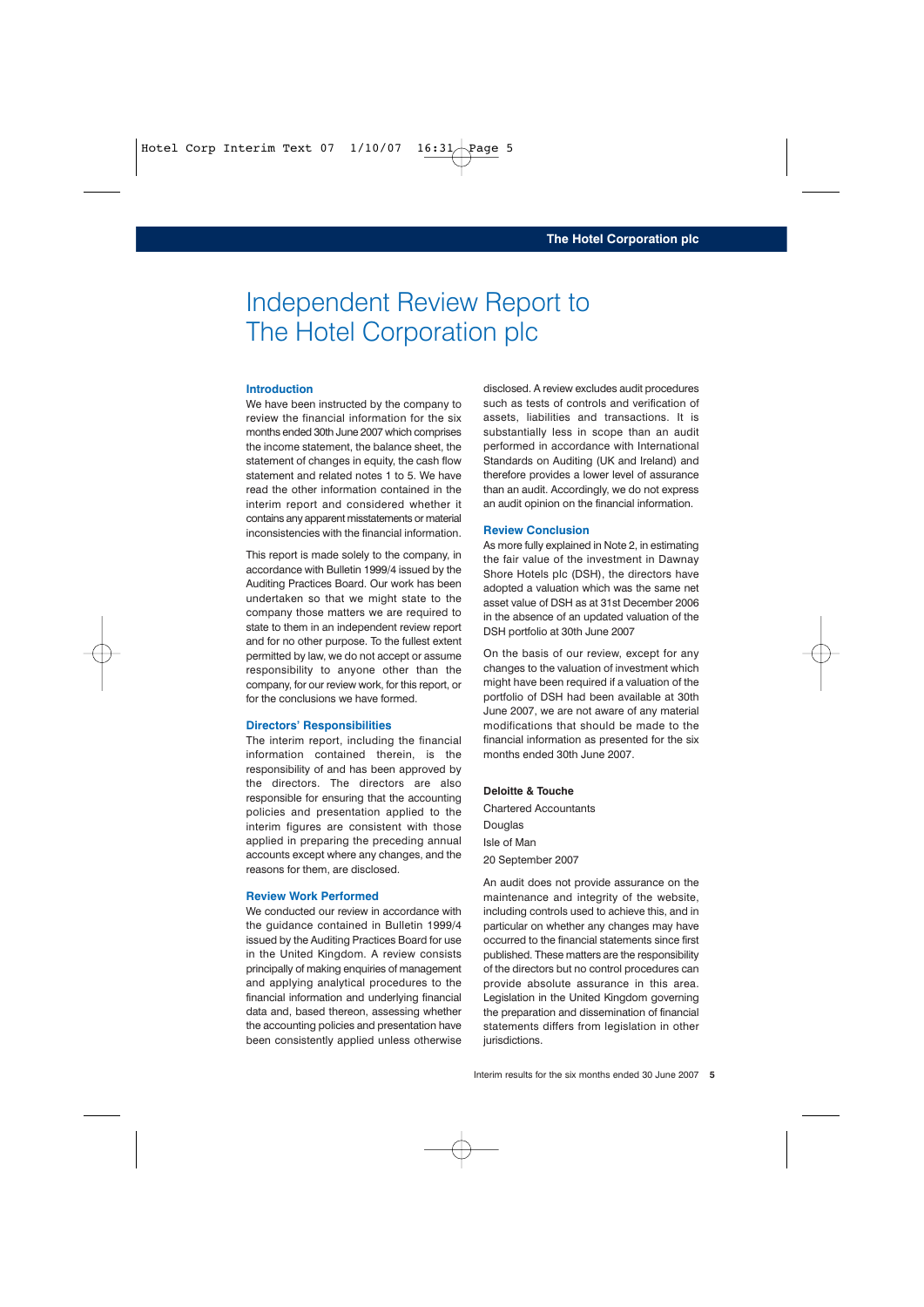# Independent Review Report to The Hotel Corporation plc

### Introduction

We have been instructed by the company to review the financial information for the six months ended 30th June 2007 which comprises the income statement, the balance sheet, the statement of changes in equity, the cash flow statement and related notes 1 to 5. We have read the other information contained in the interim report and considered whether it contains any apparent misstatements or material inconsistencies with the financial information.

This report is made solely to the company, in accordance with Bulletin 1999/4 issued by the Auditing Practices Board. Our work has been undertaken so that we might state to the company those matters we are required to state to them in an independent review report and for no other purpose. To the fullest extent permitted by law, we do not accept or assume responsibility to anyone other than the company, for our review work, for this report, or for the conclusions we have formed.

### Directors' Responsibilities

The interim report, including the financial information contained therein, is the responsibility of and has been approved by the directors. The directors are also responsible for ensuring that the accounting policies and presentation applied to the interim figures are consistent with those applied in preparing the preceding annual accounts except where any changes, and the reasons for them, are disclosed.

### Review Work Performed

We conducted our review in accordance with the guidance contained in Bulletin 1999/4 issued by the Auditing Practices Board for use in the United Kingdom. A review consists principally of making enquiries of management and applying analytical procedures to the financial information and underlying financial data and, based thereon, assessing whether the accounting policies and presentation have been consistently applied unless otherwise disclosed. A review excludes audit procedures such as tests of controls and verification of assets, liabilities and transactions. It is substantially less in scope than an audit performed in accordance with International Standards on Auditing (UK and Ireland) and therefore provides a lower level of assurance than an audit. Accordingly, we do not express an audit opinion on the financial information.

### Review Conclusion

As more fully explained in Note 2, in estimating the fair value of the investment in Dawnay Shore Hotels plc (DSH), the directors have adopted a valuation which was the same net asset value of DSH as at 31st December 2006 in the absence of an updated valuation of the DSH portfolio at 30th June 2007

On the basis of our review, except for any changes to the valuation of investment which might have been required if a valuation of the portfolio of DSH had been available at 30th June 2007, we are not aware of any material modifications that should be made to the financial information as presented for the six months ended 30th June 2007.

**Deloitte & Touche**

Chartered Accountants

Douglas

Isle of Man

20 September 2007

An audit does not provide assurance on the maintenance and integrity of the website, including controls used to achieve this, and in particular on whether any changes may have occurred to the financial statements since first published. These matters are the responsibility of the directors but no control procedures can provide absolute assurance in this area. Legislation in the United Kingdom governing the preparation and dissemination of financial statements differs from legislation in other jurisdictions.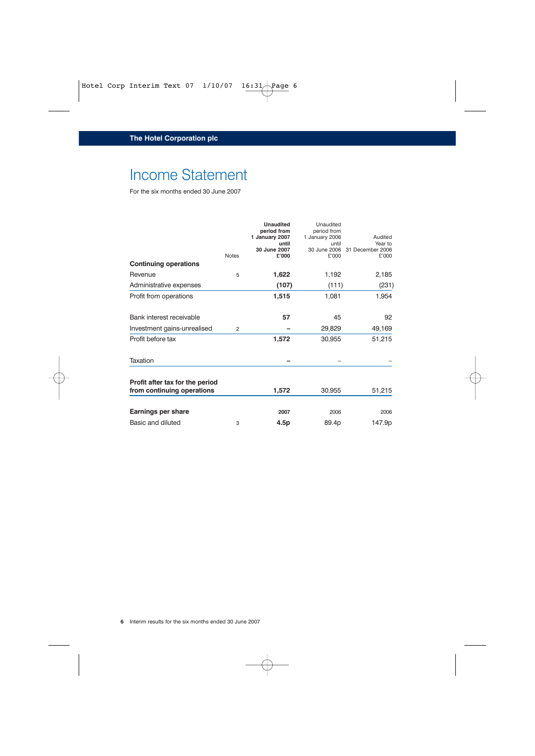**The Hotel Corporation plc**

# Income Statement

For the six months ended 30 June 2007

| | Notes | **Unaudited period from 1 January 2007 until 30 June 2007 £'000** | Unaudited period from 1 January 2006 until 30 June 2006 £'000 | Audited Year to 31 December 2006 £'000 |
|---|---|---|---|---|
| **Continuing operations** | | | | |
| Revenue | 5 | **1,622** | 1,192 | 2,185 |
| Administrative expenses | | **(107)** | (111) | (231) |
| Profit from operations | | **1,515** | 1,081 | 1,954 |
| Bank interest receivable | | **57** | 45 | 92 |
| Investment gains-unrealised | 2 | **–** | 29,829 | 49,169 |
| Profit before tax | | **1,572** | 30,955 | 51,215 |
| Taxation | | **–** | – | – |
| **Profit after tax for the period from continuing operations** | | **1,572** | 30,955 | 51,215 |
| **Earnings per share** | | **2007** | 2006 | 2006 |
| Basic and diluted | 3 | **4.5p** | 89.4p | 147.9p |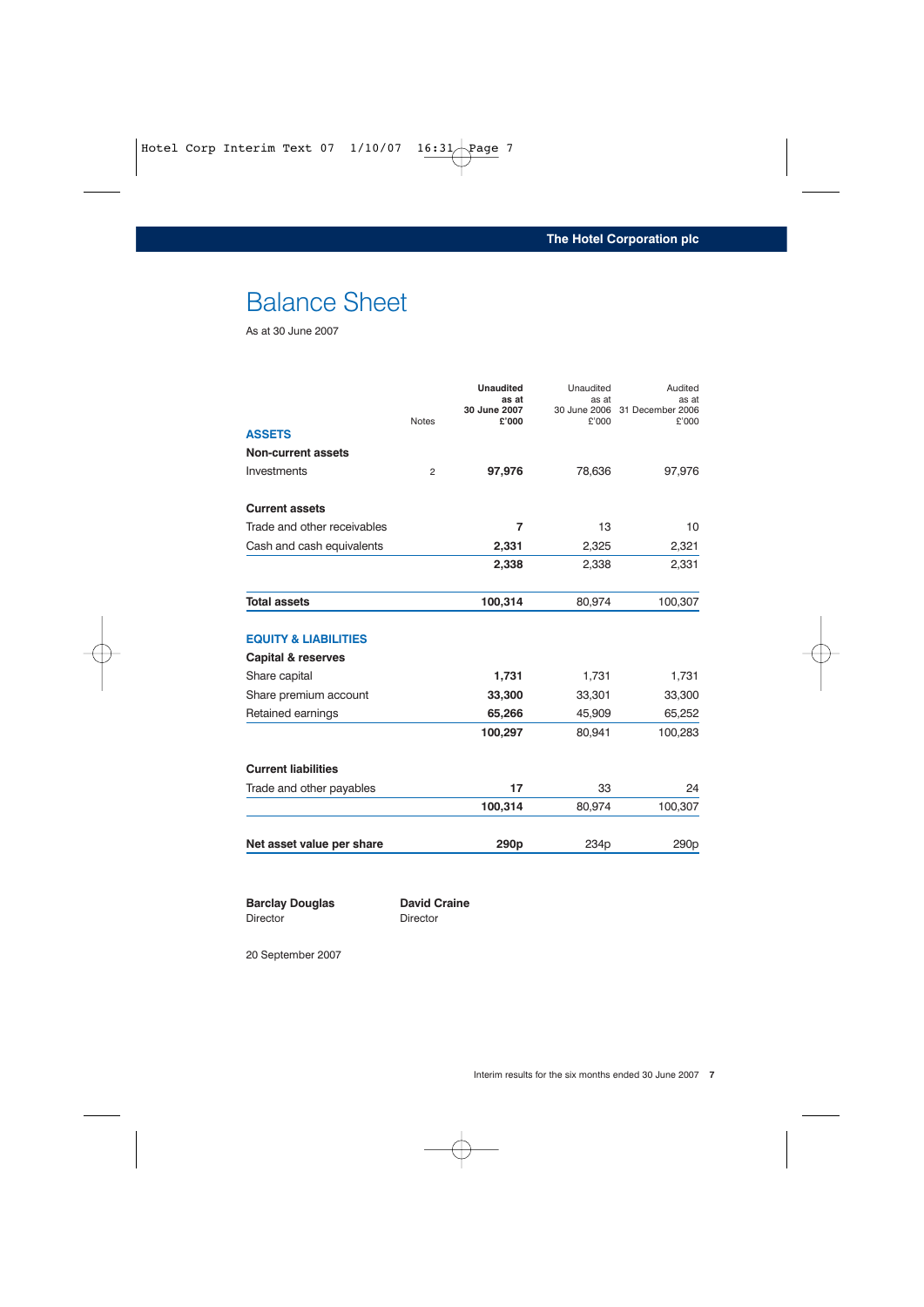# Balance Sheet

As at 30 June 2007

| | Notes | Unaudited as at 30 June 2007 £'000 | Unaudited as at 30 June 2006 £'000 | Audited as at 31 December 2006 £'000 |
|---|---|---|---|---|
| **ASSETS** | | | | |
| **Non-current assets** | | | | |
| Investments | 2 | **97,976** | 78,636 | 97,976 |
| **Current assets** | | | | |
| Trade and other receivables | | **7** | 13 | 10 |
| Cash and cash equivalents | | **2,331** | 2,325 | 2,321 |
| | | **2,338** | 2,338 | 2,331 |
| **Total assets** | | **100,314** | 80,974 | 100,307 |
| **EQUITY & LIABILITIES** | | | | |
| **Capital & reserves** | | | | |
| Share capital | | **1,731** | 1,731 | 1,731 |
| Share premium account | | **33,300** | 33,301 | 33,300 |
| Retained earnings | | **65,266** | 45,909 | 65,252 |
| | | **100,297** | 80,941 | 100,283 |
| **Current liabilities** | | | | |
| Trade and other payables | | **17** | 33 | 24 |
| | | **100,314** | 80,974 | 100,307 |
| **Net asset value per share** | | **290p** | 234p | 290p |

**Barclay Douglas**
Director

**David Craine**
Director

20 September 2007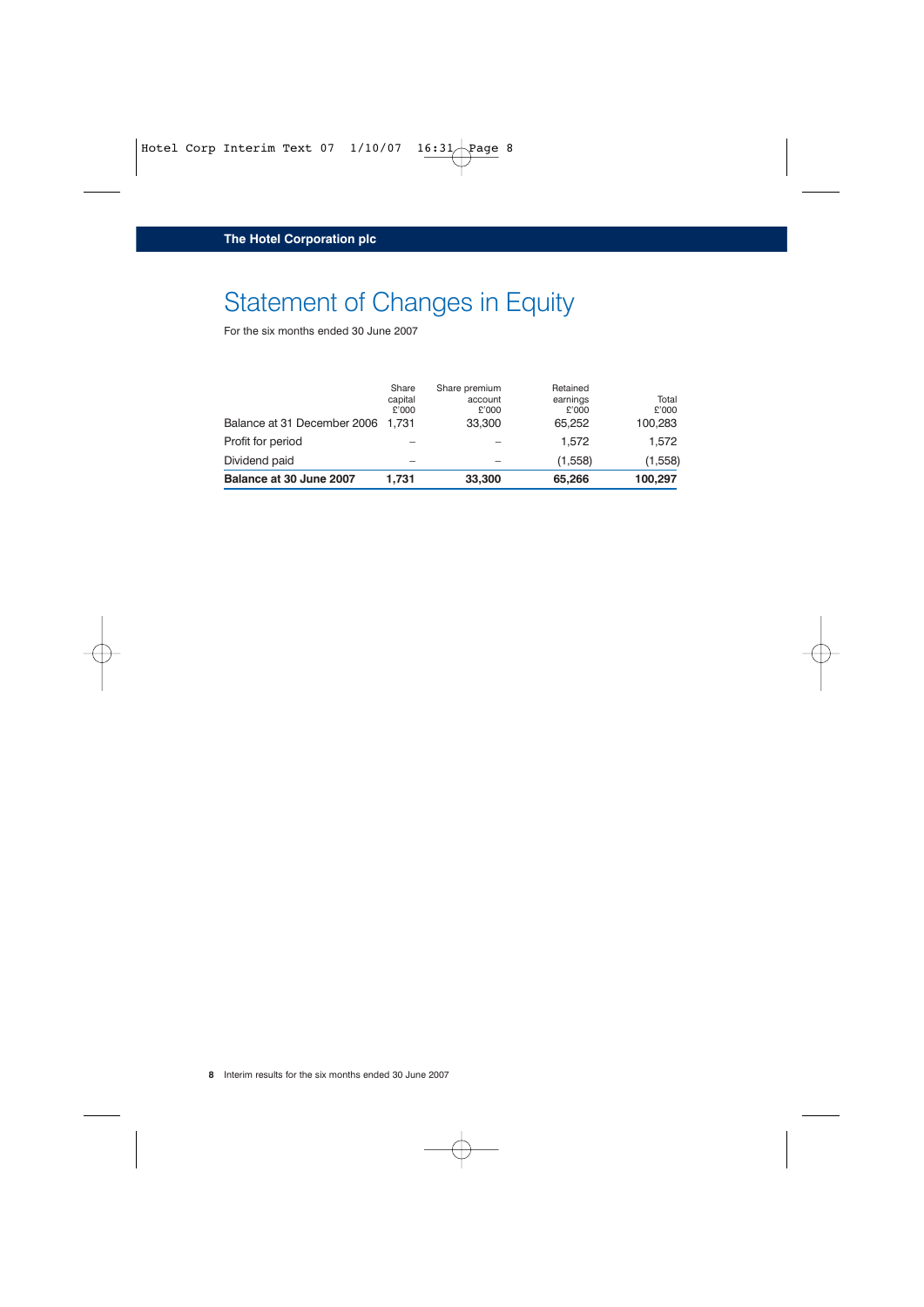## Statement of Changes in Equity

For the six months ended 30 June 2007

| | Share capital £'000 | Share premium account £'000 | Retained earnings £'000 | Total £'000 |
|---|---|---|---|---|
| Balance at 31 December 2006 | 1,731 | 33,300 | 65,252 | 100,283 |
| Profit for period | – | – | 1,572 | 1,572 |
| Dividend paid | – | – | (1,558) | (1,558) |
| **Balance at 30 June 2007** | **1,731** | **33,300** | **65,266** | **100,297** |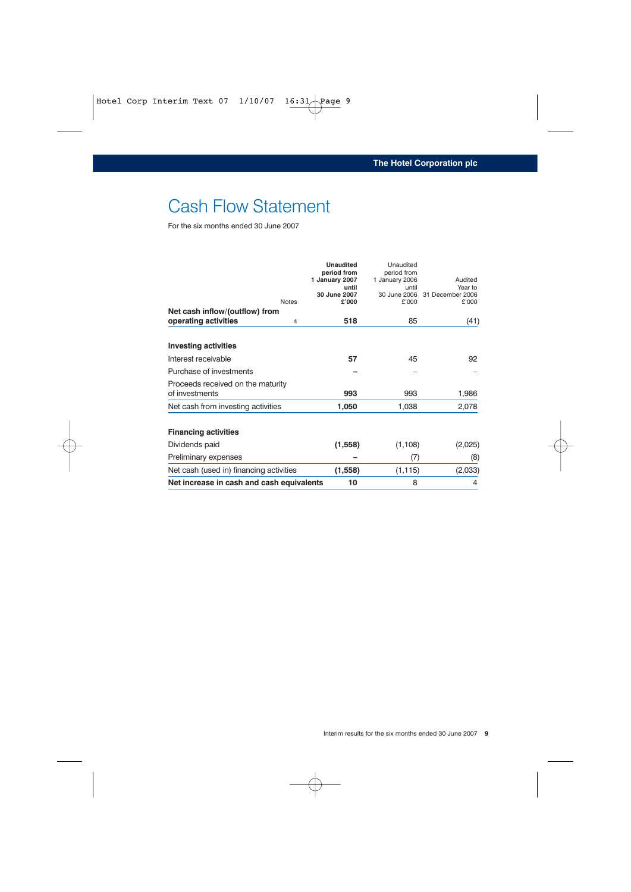# Cash Flow Statement

For the six months ended 30 June 2007

| | Notes | **Unaudited period from 1 January 2007 until 30 June 2007 £'000** | Unaudited period from 1 January 2006 until 30 June 2006 £'000 | Audited Year to 31 December 2006 £'000 |
|---|---|---|---|---|
| **Net cash inflow/(outflow) from operating activities** | 4 | **518** | 85 | (41) |
| **Investing activities** | | | | |
| Interest receivable | | **57** | 45 | 92 |
| Purchase of investments | | **–** | – | – |
| Proceeds received on the maturity of investments | | **993** | 993 | 1,986 |
| Net cash from investing activities | | **1,050** | 1,038 | 2,078 |
| **Financing activities** | | | | |
| Dividends paid | | **(1,558)** | (1,108) | (2,025) |
| Preliminary expenses | | **–** | (7) | (8) |
| Net cash (used in) financing activities | | **(1,558)** | (1,115) | (2,033) |
| **Net increase in cash and cash equivalents** | | **10** | 8 | 4 |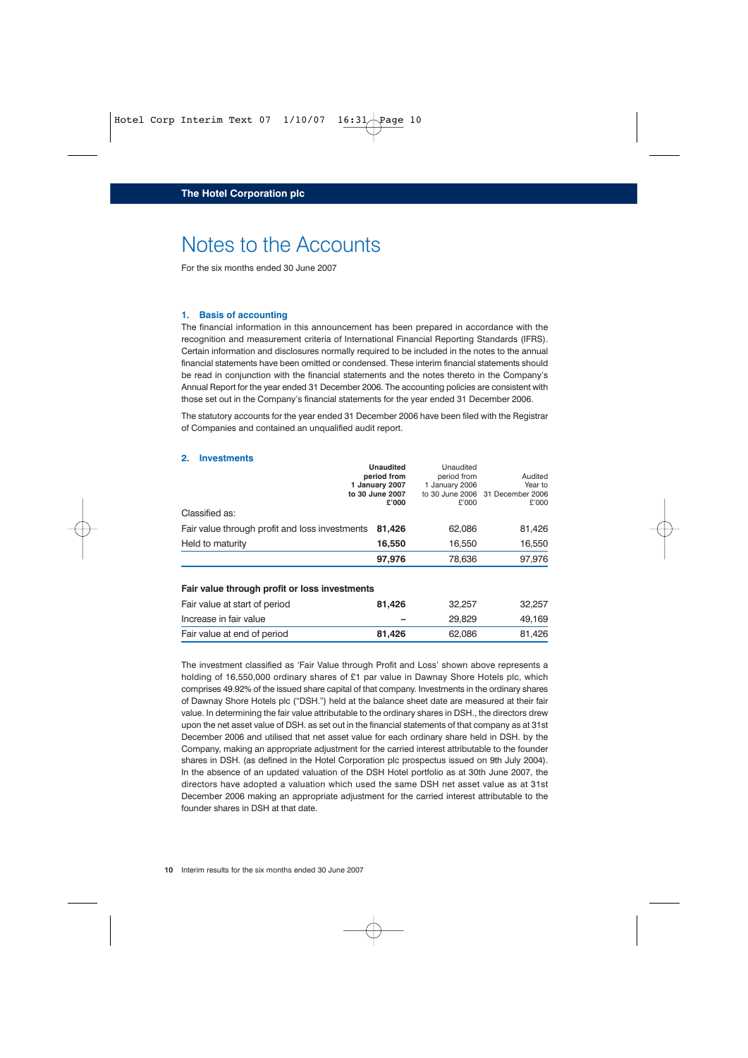# Notes to the Accounts

For the six months ended 30 June 2007

## 1. Basis of accounting

The financial information in this announcement has been prepared in accordance with the recognition and measurement criteria of International Financial Reporting Standards (IFRS). Certain information and disclosures normally required to be included in the notes to the annual financial statements have been omitted or condensed. These interim financial statements should be read in conjunction with the financial statements and the notes thereto in the Company's Annual Report for the year ended 31 December 2006. The accounting policies are consistent with those set out in the Company's financial statements for the year ended 31 December 2006.

The statutory accounts for the year ended 31 December 2006 have been filed with the Registrar of Companies and contained an unqualified audit report.

## 2. Investments

| | **Unaudited period from 1 January 2007 to 30 June 2007 £'000** | Unaudited period from 1 January 2006 to 30 June 2006 £'000 | Audited Year to 31 December 2006 £'000 |
|---|---|---|---|
| Classified as: | | | |
| Fair value through profit and loss investments | **81,426** | 62,086 | 81,426 |
| Held to maturity | **16,550** | 16,550 | 16,550 |
| | **97,976** | 78,636 | 97,976 |

**Fair value through profit or loss investments**

| | | | |
|---|---|---|---|
| Fair value at start of period | **81,426** | 32,257 | 32,257 |
| Increase in fair value | **–** | 29,829 | 49,169 |
| Fair value at end of period | **81,426** | 62,086 | 81,426 |

The investment classified as 'Fair Value through Profit and Loss' shown above represents a holding of 16,550,000 ordinary shares of £1 par value in Dawnay Shore Hotels plc, which comprises 49.92% of the issued share capital of that company. Investments in the ordinary shares of Dawnay Shore Hotels plc ("DSH.") held at the balance sheet date are measured at their fair value. In determining the fair value attributable to the ordinary shares in DSH., the directors drew upon the net asset value of DSH. as set out in the financial statements of that company as at 31st December 2006 and utilised that net asset value for each ordinary share held in DSH. by the Company, making an appropriate adjustment for the carried interest attributable to the founder shares in DSH. (as defined in the Hotel Corporation plc prospectus issued on 9th July 2004). In the absence of an updated valuation of the DSH Hotel portfolio as at 30th June 2007, the directors have adopted a valuation which used the same DSH net asset value as at 31st December 2006 making an appropriate adjustment for the carried interest attributable to the founder shares in DSH at that date.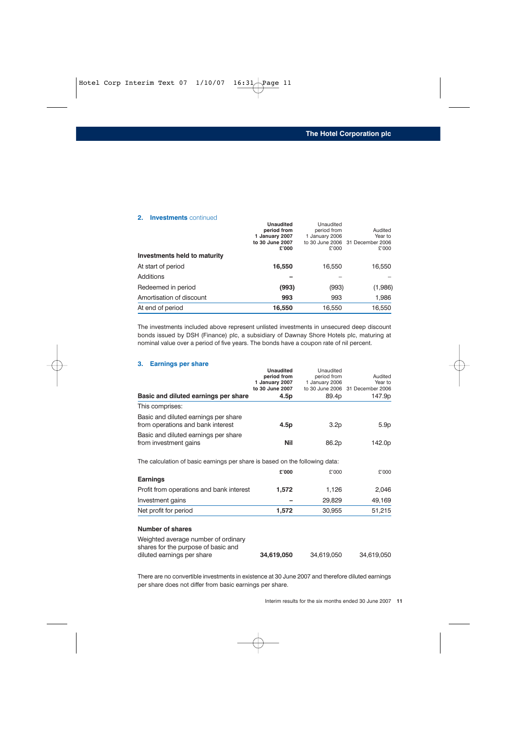## 2. Investments continued

| | Unaudited period from 1 January 2007 to 30 June 2007 £'000 | Unaudited period from 1 January 2006 to 30 June 2006 £'000 | Audited Year to 31 December 2006 £'000 |
|---|---|---|---|
| **Investments held to maturity** | | | |
| At start of period | **16,550** | 16,550 | 16,550 |
| Additions | **–** | – | – |
| Redeemed in period | **(993)** | (993) | (1,986) |
| Amortisation of discount | **993** | 993 | 1,986 |
| At end of period | **16,550** | 16,550 | 16,550 |

The investments included above represent unlisted investments in unsecured deep discount bonds issued by DSH (Finance) plc, a subsidiary of Dawnay Shore Hotels plc, maturing at nominal value over a period of five years. The bonds have a coupon rate of nil percent.

## 3. Earnings per share

| | Unaudited period from 1 January 2007 to 30 June 2007 | Unaudited period from 1 January 2006 to 30 June 2006 | Audited Year to 31 December 2006 |
|---|---|---|---|
| **Basic and diluted earnings per share** | **4.5p** | 89.4p | 147.9p |
| This comprises: | | | |
| Basic and diluted earnings per share from operations and bank interest | **4.5p** | 3.2p | 5.9p |
| Basic and diluted earnings per share from investment gains | **Nil** | 86.2p | 142.0p |

The calculation of basic earnings per share is based on the following data:

| | £'000 | £'000 | £'000 |
|---|---|---|---|
| **Earnings** | | | |
| Profit from operations and bank interest | **1,572** | 1,126 | 2,046 |
| Investment gains | **–** | 29,829 | 49,169 |
| Net profit for period | **1,572** | 30,955 | 51,215 |
| **Number of shares** | | | |
| Weighted average number of ordinary shares for the purpose of basic and diluted earnings per share | **34,619,050** | 34,619,050 | 34,619,050 |

There are no convertible investments in existence at 30 June 2007 and therefore diluted earnings per share does not differ from basic earnings per share.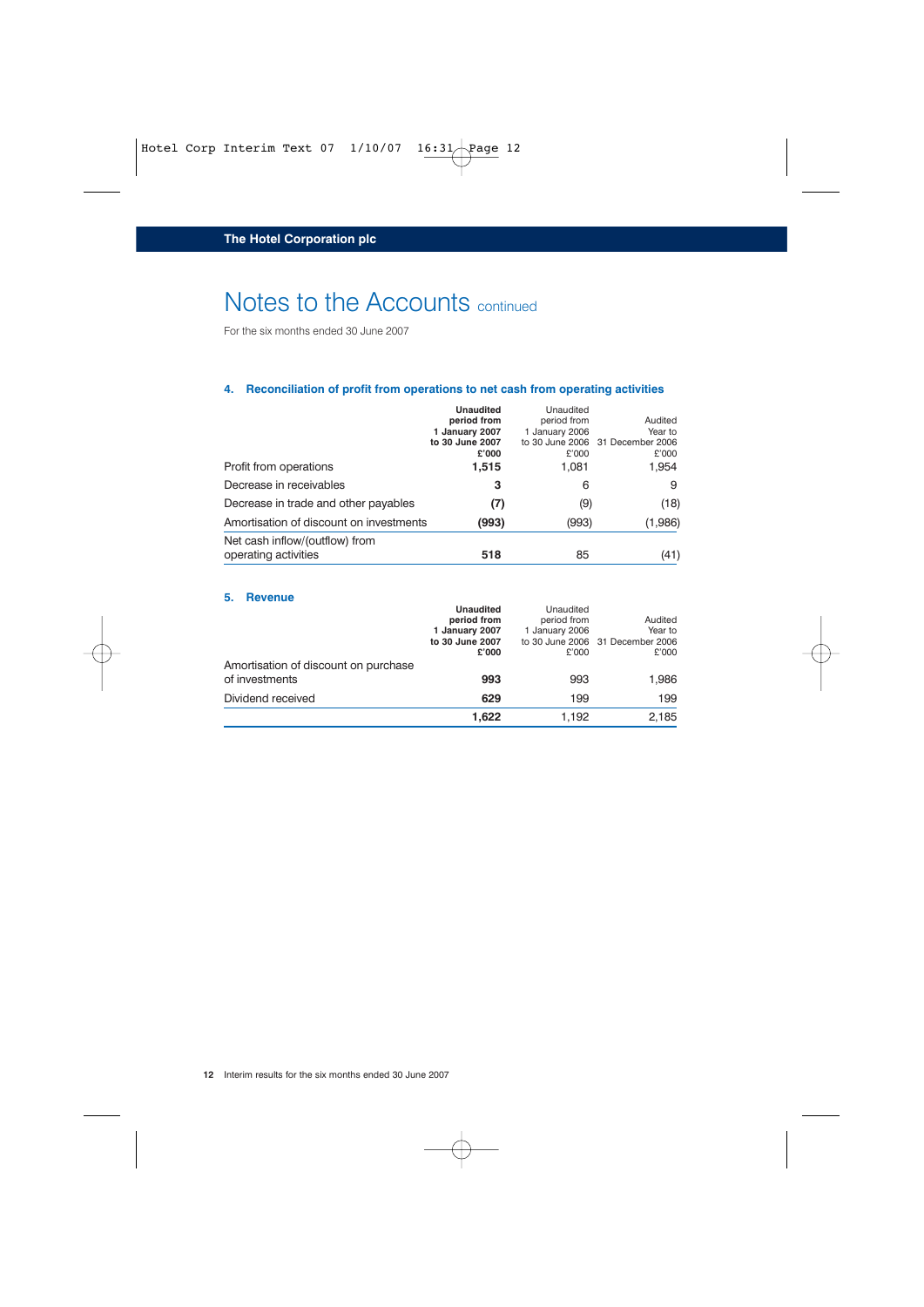**The Hotel Corporation plc**

# Notes to the Accounts continued

For the six months ended 30 June 2007

## 4. Reconciliation of profit from operations to net cash from operating activities

| | **Unaudited period from 1 January 2007 to 30 June 2007 £'000** | Unaudited period from 1 January 2006 to 30 June 2006 £'000 | Audited Year to 31 December 2006 £'000 |
|---|---|---|---|
| Profit from operations | **1,515** | 1,081 | 1,954 |
| Decrease in receivables | **3** | 6 | 9 |
| Decrease in trade and other payables | **(7)** | (9) | (18) |
| Amortisation of discount on investments | **(993)** | (993) | (1,986) |
| Net cash inflow/(outflow) from operating activities | **518** | 85 | (41) |

## 5. Revenue

| | **Unaudited period from 1 January 2007 to 30 June 2007 £'000** | Unaudited period from 1 January 2006 to 30 June 2006 £'000 | Audited Year to 31 December 2006 £'000 |
|---|---|---|---|
| Amortisation of discount on purchase of investments | **993** | 993 | 1,986 |
| Dividend received | **629** | 199 | 199 |
| | **1,622** | 1,192 | 2,185 |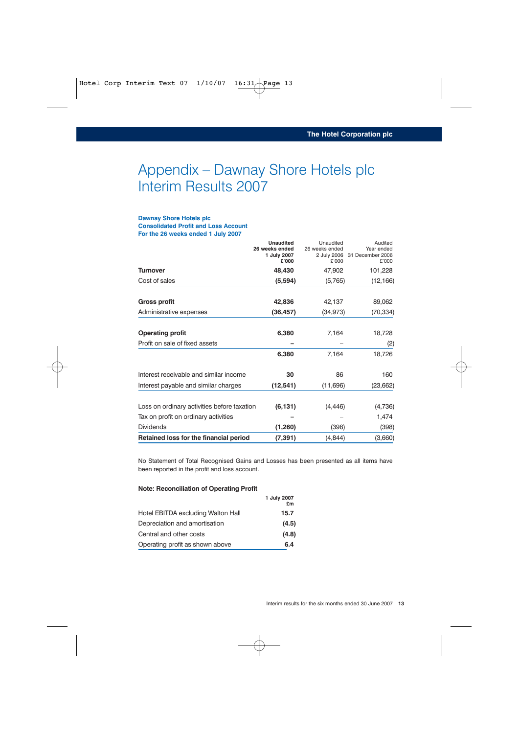# Appendix – Dawnay Shore Hotels plc Interim Results 2007

### Dawnay Shore Hotels plc
### Consolidated Profit and Loss Account
### For the 26 weeks ended 1 July 2007

| | **Unaudited 26 weeks ended 1 July 2007 £'000** | Unaudited 26 weeks ended 2 July 2006 £'000 | Audited Year ended 31 December 2006 £'000 |
|---|---|---|---|
| **Turnover** | **48,430** | 47,902 | 101,228 |
| Cost of sales | **(5,594)** | (5,765) | (12,166) |
| **Gross profit** | **42,836** | 42,137 | 89,062 |
| Administrative expenses | **(36,457)** | (34,973) | (70,334) |
| **Operating profit** | **6,380** | 7,164 | 18,728 |
| Profit on sale of fixed assets | **–** | – | (2) |
| | **6,380** | 7,164 | 18,726 |
| Interest receivable and similar income | **30** | 86 | 160 |
| Interest payable and similar charges | **(12,541)** | (11,696) | (23,662) |
| Loss on ordinary activities before taxation | **(6,131)** | (4,446) | (4,736) |
| Tax on profit on ordinary activities | **–** | – | 1,474 |
| Dividends | **(1,260)** | (398) | (398) |
| **Retained loss for the financial period** | **(7,391)** | (4,844) | (3,660) |

No Statement of Total Recognised Gains and Losses has been presented as all items have been reported in the profit and loss account.

**Note: Reconciliation of Operating Profit**

| | **1 July 2007 £m** |
|---|---|
| Hotel EBITDA excluding Walton Hall | **15.7** |
| Depreciation and amortisation | **(4.5)** |
| Central and other costs | **(4.8)** |
| Operating profit as shown above | **6.4** |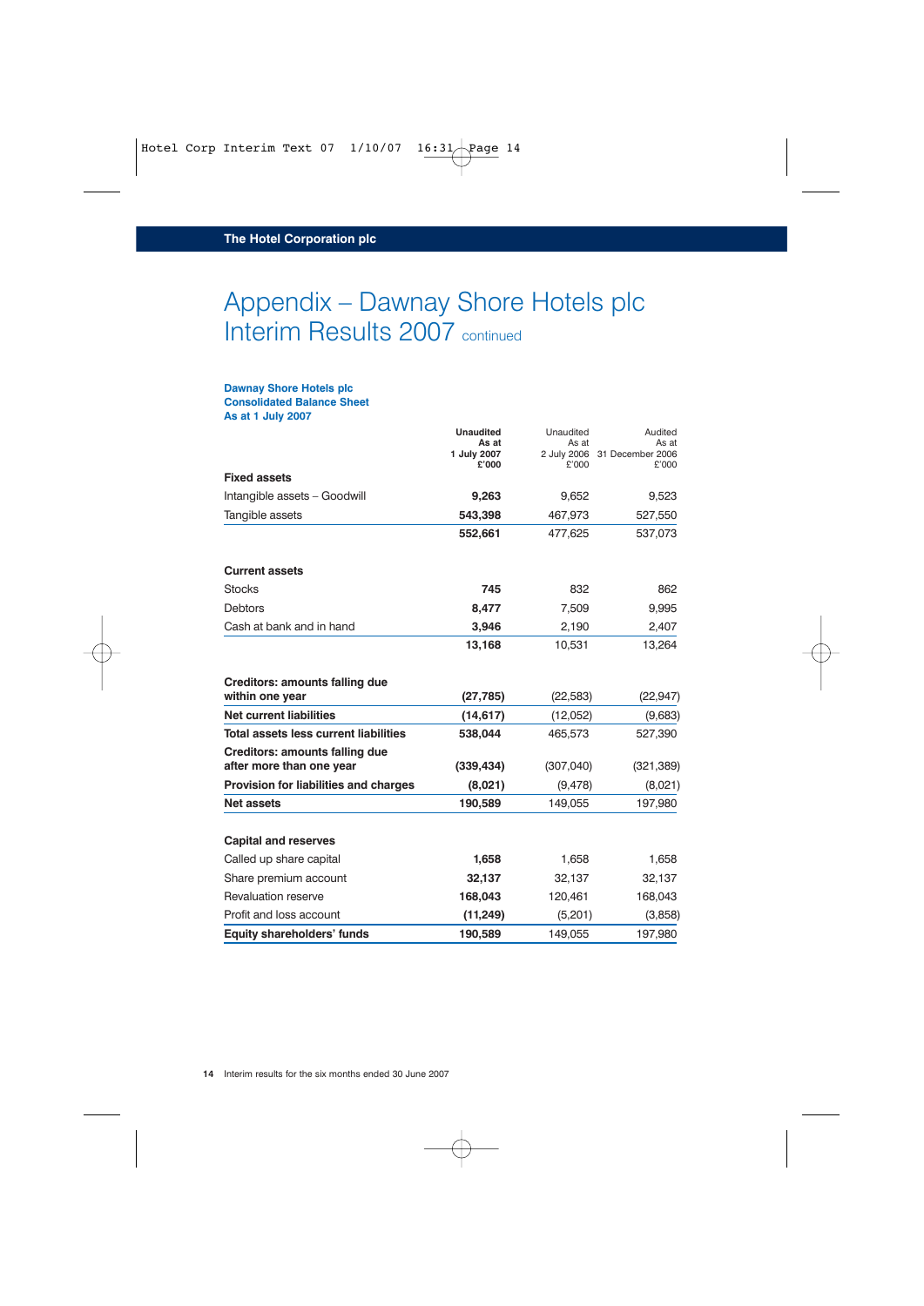# Appendix – Dawnay Shore Hotels plc Interim Results 2007 continued

**Dawnay Shore Hotels plc**
**Consolidated Balance Sheet**
**As at 1 July 2007**

| | **Unaudited As at 1 July 2007 £'000** | Unaudited As at 2 July 2006 £'000 | Audited As at 31 December 2006 £'000 |
|---|---|---|---|
| **Fixed assets** | | | |
| Intangible assets – Goodwill | **9,263** | 9,652 | 9,523 |
| Tangible assets | **543,398** | 467,973 | 527,550 |
| | **552,661** | 477,625 | 537,073 |
| **Current assets** | | | |
| Stocks | **745** | 832 | 862 |
| Debtors | **8,477** | 7,509 | 9,995 |
| Cash at bank and in hand | **3,946** | 2,190 | 2,407 |
| | **13,168** | 10,531 | 13,264 |
| **Creditors: amounts falling due within one year** | **(27,785)** | (22,583) | (22,947) |
| **Net current liabilities** | **(14,617)** | (12,052) | (9,683) |
| **Total assets less current liabilities** | **538,044** | 465,573 | 527,390 |
| **Creditors: amounts falling due after more than one year** | **(339,434)** | (307,040) | (321,389) |
| **Provision for liabilities and charges** | **(8,021)** | (9,478) | (8,021) |
| **Net assets** | **190,589** | 149,055 | 197,980 |
| **Capital and reserves** | | | |
| Called up share capital | **1,658** | 1,658 | 1,658 |
| Share premium account | **32,137** | 32,137 | 32,137 |
| Revaluation reserve | **168,043** | 120,461 | 168,043 |
| Profit and loss account | **(11,249)** | (5,201) | (3,858) |
| **Equity shareholders' funds** | **190,589** | 149,055 | 197,980 |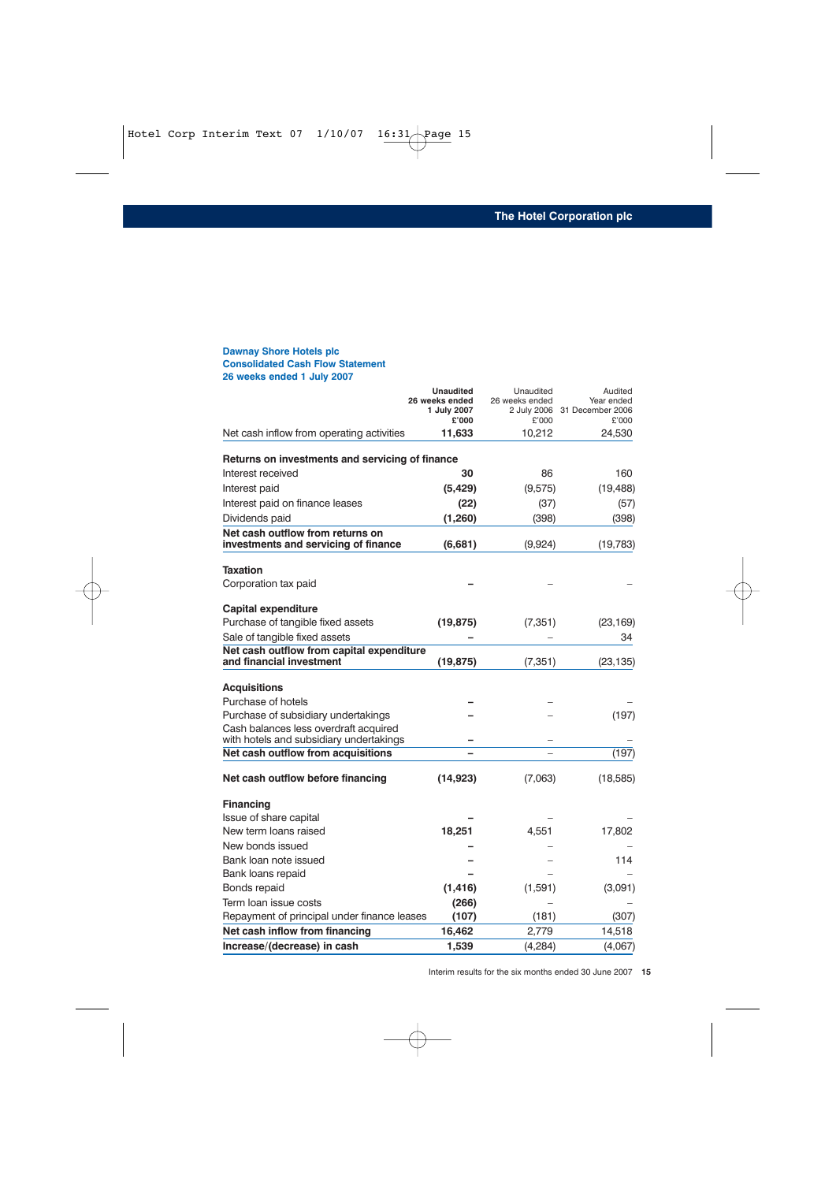## Dawnay Shore Hotels plc
## Consolidated Cash Flow Statement
## 26 weeks ended 1 July 2007

| | Unaudited 26 weeks ended 1 July 2007 £'000 | Unaudited 26 weeks ended 2 July 2006 £'000 | Audited Year ended 31 December 2006 £'000 |
|---|---|---|---|
| Net cash inflow from operating activities | **11,633** | 10,212 | 24,530 |
| **Returns on investments and servicing of finance** | | | |
| Interest received | **30** | 86 | 160 |
| Interest paid | **(5,429)** | (9,575) | (19,488) |
| Interest paid on finance leases | **(22)** | (37) | (57) |
| Dividends paid | **(1,260)** | (398) | (398) |
| **Net cash outflow from returns on investments and servicing of finance** | **(6,681)** | (9,924) | (19,783) |
| **Taxation** | | | |
| Corporation tax paid | **–** | – | – |
| **Capital expenditure** | | | |
| Purchase of tangible fixed assets | **(19,875)** | (7,351) | (23,169) |
| Sale of tangible fixed assets | **–** | – | 34 |
| **Net cash outflow from capital expenditure and financial investment** | **(19,875)** | (7,351) | (23,135) |
| **Acquisitions** | | | |
| Purchase of hotels | **–** | – | – |
| Purchase of subsidiary undertakings | **–** | – | (197) |
| Cash balances less overdraft acquired with hotels and subsidiary undertakings | **–** | – | – |
| **Net cash outflow from acquisitions** | **–** | – | (197) |
| **Net cash outflow before financing** | **(14,923)** | (7,063) | (18,585) |
| **Financing** | | | |
| Issue of share capital | **–** | – | – |
| New term loans raised | **18,251** | 4,551 | 17,802 |
| New bonds issued | **–** | – | – |
| Bank loan note issued | **–** | – | 114 |
| Bank loans repaid | **–** | – | – |
| Bonds repaid | **(1,416)** | (1,591) | (3,091) |
| Term loan issue costs | **(266)** | – | – |
| Repayment of principal under finance leases | **(107)** | (181) | (307) |
| **Net cash inflow from financing** | **16,462** | 2,779 | 14,518 |
| **Increase/(decrease) in cash** | **1,539** | (4,284) | (4,067) |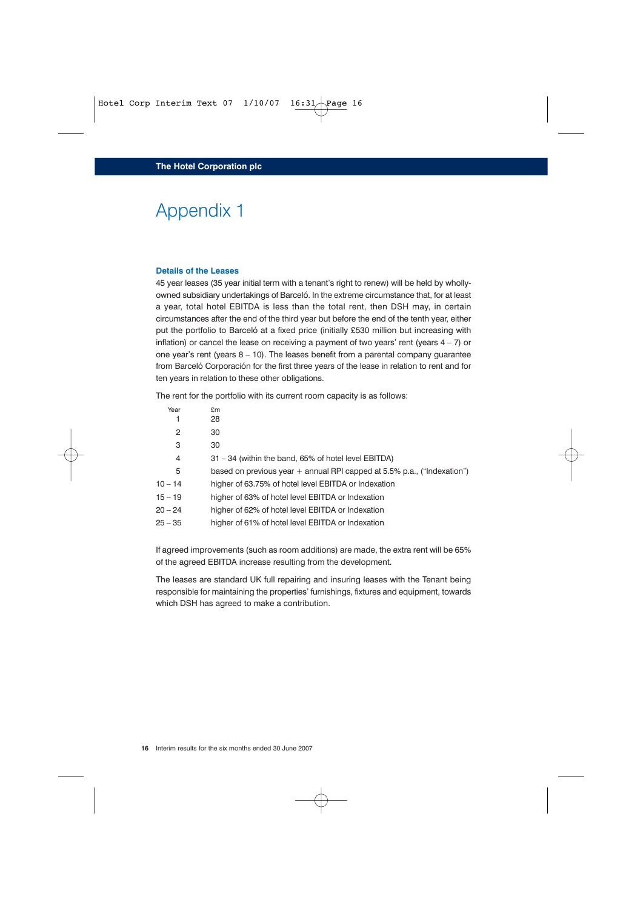# Appendix 1

### Details of the Leases

45 year leases (35 year initial term with a tenant's right to renew) will be held by wholly-owned subsidiary undertakings of Barceló. In the extreme circumstance that, for at least a year, total hotel EBITDA is less than the total rent, then DSH may, in certain circumstances after the end of the third year but before the end of the tenth year, either put the portfolio to Barceló at a fixed price (initially £530 million but increasing with inflation) or cancel the lease on receiving a payment of two years' rent (years 4 – 7) or one year's rent (years 8 – 10). The leases benefit from a parental company guarantee from Barceló Corporación for the first three years of the lease in relation to rent and for ten years in relation to these other obligations.

The rent for the portfolio with its current room capacity is as follows:

| Year | £m |
|---|---|
| 1 | 28 |
| 2 | 30 |
| 3 | 30 |
| 4 | 31 – 34 (within the band, 65% of hotel level EBITDA) |
| 5 | based on previous year + annual RPI capped at 5.5% p.a., ("Indexation") |
| 10 – 14 | higher of 63.75% of hotel level EBITDA or Indexation |
| 15 – 19 | higher of 63% of hotel level EBITDA or Indexation |
| 20 – 24 | higher of 62% of hotel level EBITDA or Indexation |
| 25 – 35 | higher of 61% of hotel level EBITDA or Indexation |

If agreed improvements (such as room additions) are made, the extra rent will be 65% of the agreed EBITDA increase resulting from the development.

The leases are standard UK full repairing and insuring leases with the Tenant being responsible for maintaining the properties' furnishings, fixtures and equipment, towards which DSH has agreed to make a contribution.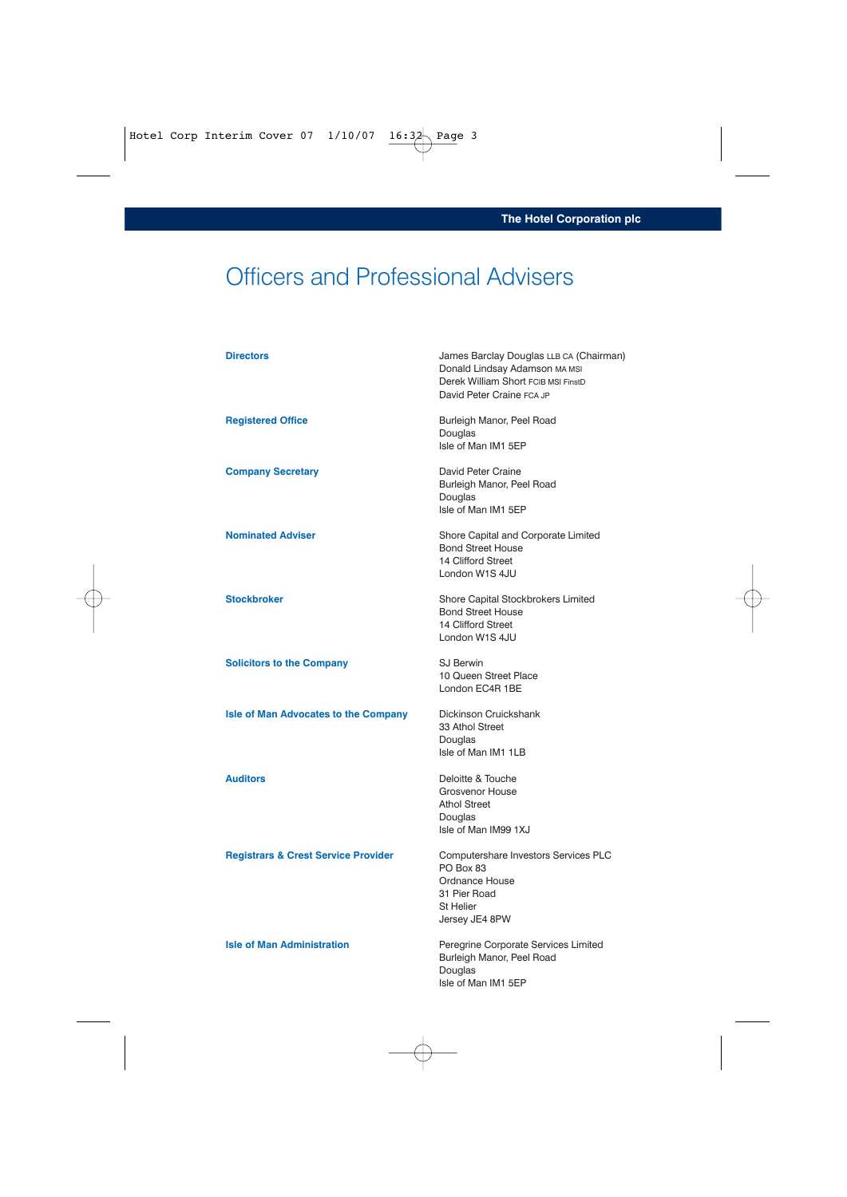# Officers and Professional Advisers

| | |
|---|---|
| **Directors** | James Barclay Douglas LLB CA (Chairman)<br>Donald Lindsay Adamson MA MSI<br>Derek William Short FCIB MSI FinstD<br>David Peter Craine FCA JP |
| **Registered Office** | Burleigh Manor, Peel Road<br>Douglas<br>Isle of Man IM1 5EP |
| **Company Secretary** | David Peter Craine<br>Burleigh Manor, Peel Road<br>Douglas<br>Isle of Man IM1 5EP |
| **Nominated Adviser** | Shore Capital and Corporate Limited<br>Bond Street House<br>14 Clifford Street<br>London W1S 4JU |
| **Stockbroker** | Shore Capital Stockbrokers Limited<br>Bond Street House<br>14 Clifford Street<br>London W1S 4JU |
| **Solicitors to the Company** | SJ Berwin<br>10 Queen Street Place<br>London EC4R 1BE |
| **Isle of Man Advocates to the Company** | Dickinson Cruickshank<br>33 Athol Street<br>Douglas<br>Isle of Man IM1 1LB |
| **Auditors** | Deloitte & Touche<br>Grosvenor House<br>Athol Street<br>Douglas<br>Isle of Man IM99 1XJ |
| **Registrars & Crest Service Provider** | Computershare Investors Services PLC<br>PO Box 83<br>Ordnance House<br>31 Pier Road<br>St Helier<br>Jersey JE4 8PW |
| **Isle of Man Administration** | Peregrine Corporate Services Limited<br>Burleigh Manor, Peel Road<br>Douglas<br>Isle of Man IM1 5EP |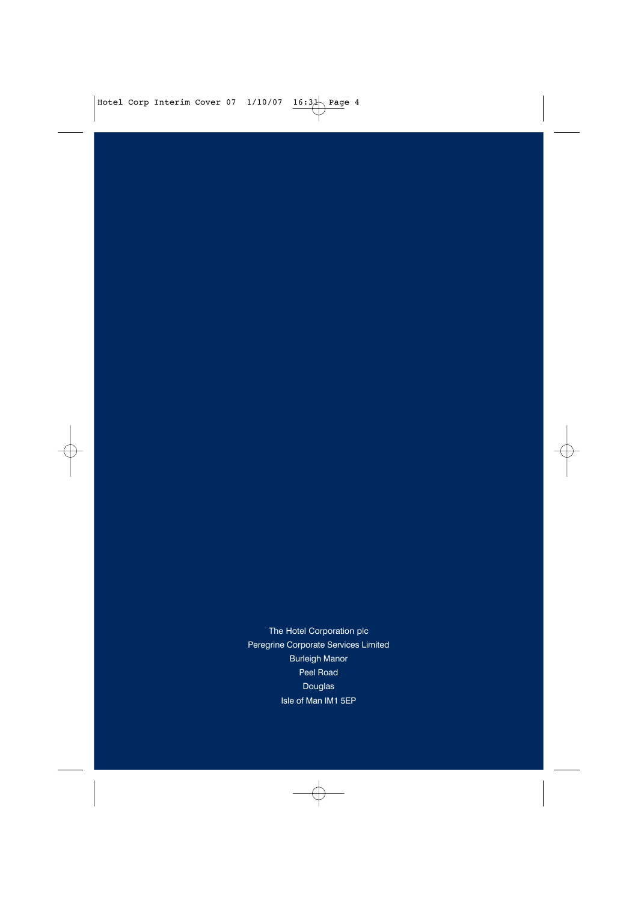The Hotel Corporation plc
Peregrine Corporate Services Limited
Burleigh Manor
Peel Road
Douglas
Isle of Man IM1 5EP